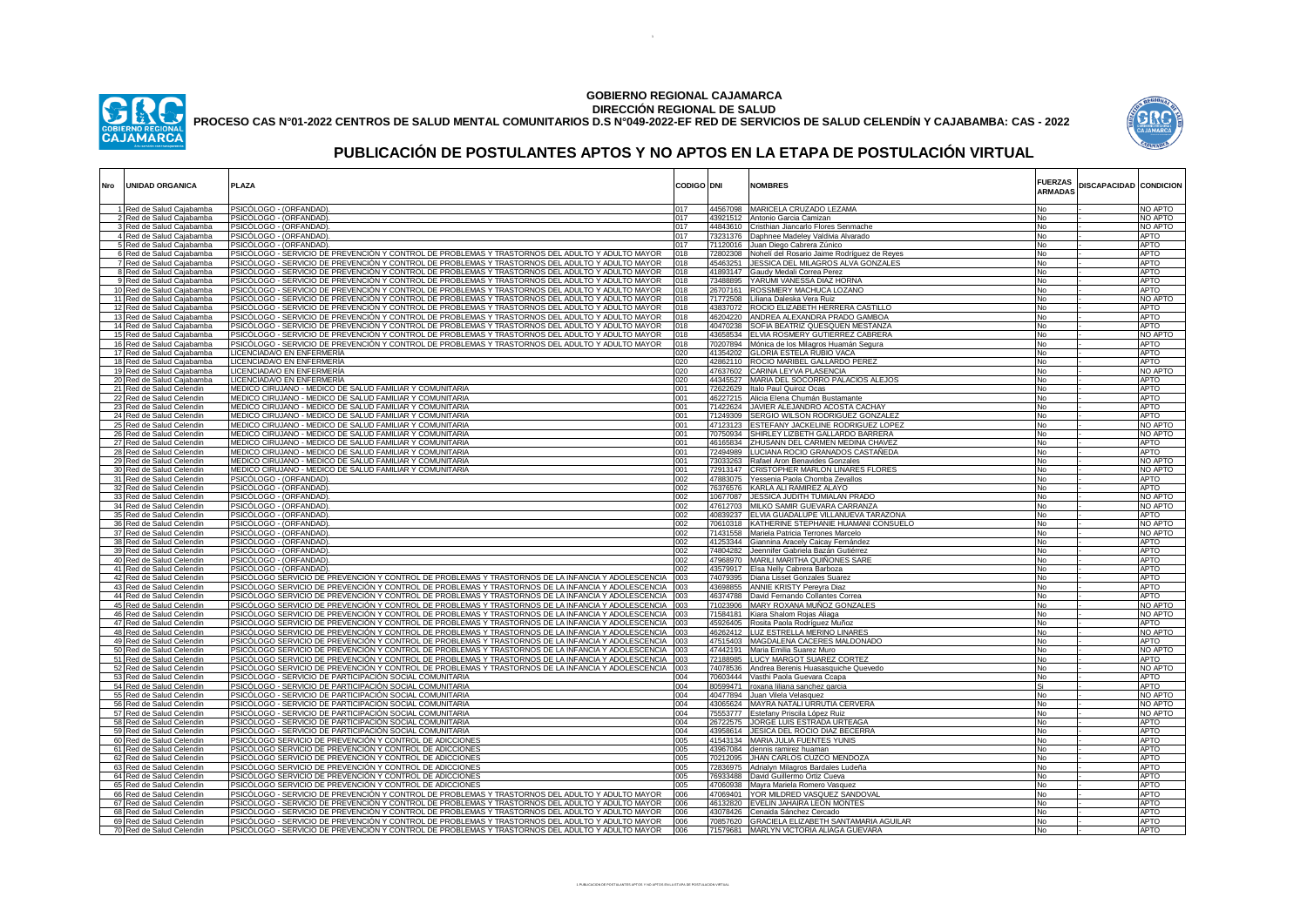# GOBIERNO REGIONAL CAJAMARCA
## DIRECCIÓN REGIONAL DE SALUD
### PROCESO CAS N°01-2022 CENTROS DE SALUD MENTAL COMUNITARIOS D.S N°049-2022-EF RED DE SERVICIOS DE SALUD CELENDÍN Y CAJABAMBA: CAS - 2022

# PUBLICACIÓN DE POSTULANTES APTOS Y NO APTOS EN LA ETAPA DE POSTULACIÓN VIRTUAL

| Nro | UNIDAD ORGANICA | PLAZA | CODIGO | DNI | NOMBRES | FUERZAS ARMADAS | DISCAPACIDAD | CONDICION |
|---|---|---|---|---|---|---|---|---|
| 1 | Red de Salud Cajabamba | PSICÓLOGO - (ORFANDAD). | 017 | 44567098 | MARICELA CRUZADO LEZAMA | No | - | NO APTO |
| 2 | Red de Salud Cajabamba | PSICÓLOGO - (ORFANDAD). | 017 | 43921512 | Antonio Garcia Camizan | No | - | NO APTO |
| 3 | Red de Salud Cajabamba | PSICÓLOGO - (ORFANDAD). | 017 | 44843610 | Cristhian Jiancarlo Flores Senmache | No | - | NO APTO |
| 4 | Red de Salud Cajabamba | PSICÓLOGO - (ORFANDAD). | 017 | 73231376 | Daphnee Madeley Valdivia Alvarado | No | - | APTO |
| 5 | Red de Salud Cajabamba | PSICÓLOGO - (ORFANDAD). | 017 | 71120016 | Juan Diego Cabrera Zúnico | No | - | APTO |
| 6 | Red de Salud Cajabamba | PSICÓLOGO - SERVICIO DE PREVENCIÓN Y CONTROL DE PROBLEMAS Y TRASTORNOS DEL ADULTO Y ADULTO MAYOR | 018 | 72802308 | Noheli del Rosario Jaime Rodriguez de Reyes | No | - | APTO |
| 7 | Red de Salud Cajabamba | PSICÓLOGO - SERVICIO DE PREVENCIÓN Y CONTROL DE PROBLEMAS Y TRASTORNOS DEL ADULTO Y ADULTO MAYOR | 018 | 45463251 | JESSICA DEL MILAGROS ALVA GONZALES | No | - | APTO |
| 8 | Red de Salud Cajabamba | PSICÓLOGO - SERVICIO DE PREVENCIÓN Y CONTROL DE PROBLEMAS Y TRASTORNOS DEL ADULTO Y ADULTO MAYOR | 018 | 41893147 | Gaudy Medali Correa Perez | No | - | APTO |
| 9 | Red de Salud Cajabamba | PSICÓLOGO - SERVICIO DE PREVENCIÓN Y CONTROL DE PROBLEMAS Y TRASTORNOS DEL ADULTO Y ADULTO MAYOR | 018 | 73488895 | YARUMI VANESSA DIAZ HORNA | No | - | APTO |
| 10 | Red de Salud Cajabamba | PSICÓLOGO - SERVICIO DE PREVENCIÓN Y CONTROL DE PROBLEMAS Y TRASTORNOS DEL ADULTO Y ADULTO MAYOR | 018 | 26707161 | ROSSMERY MACHUCA LOZANO | No | - | APTO |
| 11 | Red de Salud Cajabamba | PSICÓLOGO - SERVICIO DE PREVENCIÓN Y CONTROL DE PROBLEMAS Y TRASTORNOS DEL ADULTO Y ADULTO MAYOR | 018 | 71772508 | Liliana Daleska Vera Ruiz | No | - | NO APTO |
| 12 | Red de Salud Cajabamba | PSICÓLOGO - SERVICIO DE PREVENCIÓN Y CONTROL DE PROBLEMAS Y TRASTORNOS DEL ADULTO Y ADULTO MAYOR | 018 | 43837072 | ROCIO ELIZABETH HERRERA CASTILLO | No | - | APTO |
| 13 | Red de Salud Cajabamba | PSICÓLOGO - SERVICIO DE PREVENCIÓN Y CONTROL DE PROBLEMAS Y TRASTORNOS DEL ADULTO Y ADULTO MAYOR | 018 | 46204220 | ANDREA ALEXANDRA PRADO GAMBOA | No | - | APTO |
| 14 | Red de Salud Cajabamba | PSICÓLOGO - SERVICIO DE PREVENCIÓN Y CONTROL DE PROBLEMAS Y TRASTORNOS DEL ADULTO Y ADULTO MAYOR | 018 | 40470238 | SOFIA BEATRIZ QUESQUEN MESTANZA | No | - | APTO |
| 15 | Red de Salud Cajabamba | PSICÓLOGO - SERVICIO DE PREVENCIÓN Y CONTROL DE PROBLEMAS Y TRASTORNOS DEL ADULTO Y ADULTO MAYOR | 018 | 43658534 | ELVIA ROSMERY GUTIÉRREZ CABRERA | No | - | NO APTO |
| 16 | Red de Salud Cajabamba | PSICÓLOGO - SERVICIO DE PREVENCIÓN Y CONTROL DE PROBLEMAS Y TRASTORNOS DEL ADULTO Y ADULTO MAYOR | 018 | 70207894 | Mónica de los Milagros Huamán Segura | No | - | APTO |
| 17 | Red de Salud Cajabamba | LICENCIADA/O EN ENFERMERÍA | 020 | 41354202 | GLORIA ESTELA RUBIO VACA | No | - | APTO |
| 18 | Red de Salud Cajabamba | LICENCIADA/O EN ENFERMERÍA | 020 | 42862110 | ROCIO MARIBEL GALLARDO PEREZ | No | - | APTO |
| 19 | Red de Salud Cajabamba | LICENCIADA/O EN ENFERMERÍA | 020 | 47637602 | CARINA LEYVA PLASENCIA | No | - | NO APTO |
| 20 | Red de Salud Cajabamba | LICENCIADA/O EN ENFERMERÍA | 020 | 44345527 | MARIA DEL SOCORRO PALACIOS ALEJOS | No | - | APTO |
| 21 | Red de Salud Celendin | MEDICO CIRUJANO - MEDICO DE SALUD FAMILIAR Y COMUNITARIA | 001 | 72622629 | Italo Paul Quiroz Ocas | No | - | APTO |
| 22 | Red de Salud Celendin | MEDICO CIRUJANO - MEDICO DE SALUD FAMILIAR Y COMUNITARIA | 001 | 46227215 | Alicia Elena Chumán Bustamante | No | - | APTO |
| 23 | Red de Salud Celendin | MEDICO CIRUJANO - MEDICO DE SALUD FAMILIAR Y COMUNITARIA | 001 | 71422624 | JAVIER ALEJANDRO ACOSTA CACHAY | No | - | APTO |
| 24 | Red de Salud Celendin | MEDICO CIRUJANO - MEDICO DE SALUD FAMILIAR Y COMUNITARIA | 001 | 71249309 | SERGIO WILSON RODRIGUEZ GONZALEZ | No | - | APTO |
| 25 | Red de Salud Celendin | MEDICO CIRUJANO - MEDICO DE SALUD FAMILIAR Y COMUNITARIA | 001 | 47123123 | ESTEFANY JACKELINE RODRIGUEZ LOPEZ | No | - | NO APTO |
| 26 | Red de Salud Celendin | MEDICO CIRUJANO - MEDICO DE SALUD FAMILIAR Y COMUNITARIA | 001 | 70750934 | SHIRLEY LIZBETH GALLARDO BARRERA | No | - | NO APTO |
| 27 | Red de Salud Celendin | MEDICO CIRUJANO - MEDICO DE SALUD FAMILIAR Y COMUNITARIA | 001 | 46165834 | ZHUSANN DEL CARMEN MEDINA CHAVEZ | No | - | APTO |
| 28 | Red de Salud Celendin | MEDICO CIRUJANO - MEDICO DE SALUD FAMILIAR Y COMUNITARIA | 001 | 72494989 | LUCIANA ROCIO GRANADOS CASTAÑEDA | No | - | APTO |
| 29 | Red de Salud Celendin | MEDICO CIRUJANO - MEDICO DE SALUD FAMILIAR Y COMUNITARIA | 001 | 73033263 | Rafael Aron Benavides Gonzales | No | - | NO APTO |
| 30 | Red de Salud Celendin | MEDICO CIRUJANO - MEDICO DE SALUD FAMILIAR Y COMUNITARIA | 001 | 72913147 | CRISTOPHER MARLON LINARES FLORES | No | - | NO APTO |
| 31 | Red de Salud Celendin | PSICÓLOGO - (ORFANDAD). | 002 | 47883075 | Yessenia Paola Chomba Zevallos | No | - | APTO |
| 32 | Red de Salud Celendin | PSICÓLOGO - (ORFANDAD). | 002 | 76376576 | KARLA ALI RAMIREZ ALAYO | No | - | APTO |
| 33 | Red de Salud Celendin | PSICÓLOGO - (ORFANDAD). | 002 | 10677087 | JESSICA JUDITH TUMIALAN PRADO | No | - | NO APTO |
| 34 | Red de Salud Celendin | PSICÓLOGO - (ORFANDAD). | 002 | 47612703 | MILKO SAMIR GUEVARA CARRANZA | No | - | NO APTO |
| 35 | Red de Salud Celendin | PSICÓLOGO - (ORFANDAD). | 002 | 40839237 | ELVIA GUADALUPE VILLANUEVA TARAZONA | No | - | APTO |
| 36 | Red de Salud Celendin | PSICÓLOGO - (ORFANDAD). | 002 | 70610318 | KATHERINE STEPHANIE HUAMANI CONSUELO | No | - | NO APTO |
| 37 | Red de Salud Celendin | PSICÓLOGO - (ORFANDAD). | 002 | 71431558 | Mariela Patricia Terrones Marcelo | No | - | NO APTO |
| 38 | Red de Salud Celendin | PSICÓLOGO - (ORFANDAD). | 002 | 41253344 | Giannina Aracely Caicay Fernández | No | - | APTO |
| 39 | Red de Salud Celendin | PSICÓLOGO - (ORFANDAD). | 002 | 74804282 | Jeennifer Gabriela Bazán Gutiérrez | No | - | APTO |
| 40 | Red de Salud Celendin | PSICÓLOGO - (ORFANDAD). | 002 | 47968970 | MARILI MARITHA QUIÑONES SARE | No | - | APTO |
| 41 | Red de Salud Celendin | PSICÓLOGO - (ORFANDAD). | 002 | 43579917 | Elsa Nelly Cabrera Barboza | No | - | APTO |
| 42 | Red de Salud Celendin | PSICOLOGO SERVICIO DE PREVENCION Y CONTROL DE PROBLEMAS Y TRASTORNOS DE LA INFANCIA Y ADOLESCENCIA | 003 | 74079395 | Diana Lisset Gonzales Suarez | No | - | APTO |
| 43 | Red de Salud Celendin | PSICOLOGO SERVICIO DE PREVENCION Y CONTROL DE PROBLEMAS Y TRASTORNOS DE LA INFANCIA Y ADOLESCENCIA | 003 | 43698855 | ANNIE KRISTY Pereyra Diaz | No | - | APTO |
| 44 | Red de Salud Celendin | PSICOLOGO SERVICIO DE PREVENCION Y CONTROL DE PROBLEMAS Y TRASTORNOS DE LA INFANCIA Y ADOLESCENCIA | 003 | 46374788 | David Fernando Collantes Correa | No | - | APTO |
| 45 | Red de Salud Celendin | PSICOLOGO SERVICIO DE PREVENCION Y CONTROL DE PROBLEMAS Y TRASTORNOS DE LA INFANCIA Y ADOLESCENCIA | 003 | 71023906 | MARY ROXANA MUÑOZ GONZALES | No | - | NO APTO |
| 46 | Red de Salud Celendin | PSICOLOGO SERVICIO DE PREVENCION Y CONTROL DE PROBLEMAS Y TRASTORNOS DE LA INFANCIA Y ADOLESCENCIA | 003 | 71584181 | Kiara Shalom Rojas Aliaga | No | - | NO APTO |
| 47 | Red de Salud Celendin | PSICOLOGO SERVICIO DE PREVENCION Y CONTROL DE PROBLEMAS Y TRASTORNOS DE LA INFANCIA Y ADOLESCENCIA | 003 | 45926405 | Rosita Paola Rodriguez Muñoz | No | - | APTO |
| 48 | Red de Salud Celendin | PSICOLOGO SERVICIO DE PREVENCION Y CONTROL DE PROBLEMAS Y TRASTORNOS DE LA INFANCIA Y ADOLESCENCIA | 003 | 46262412 | LUZ ESTRELLA MERINO LINARES | No | - | NO APTO |
| 49 | Red de Salud Celendin | PSICOLOGO SERVICIO DE PREVENCION Y CONTROL DE PROBLEMAS Y TRASTORNOS DE LA INFANCIA Y ADOLESCENCIA | 003 | 47515403 | MAGDALENA CACERES MALDONADO | No | - | APTO |
| 50 | Red de Salud Celendin | PSICOLOGO SERVICIO DE PREVENCION Y CONTROL DE PROBLEMAS Y TRASTORNOS DE LA INFANCIA Y ADOLESCENCIA | 003 | 47442191 | Maria Emilia Suarez Muro | No | - | NO APTO |
| 51 | Red de Salud Celendin | PSICOLOGO SERVICIO DE PREVENCION Y CONTROL DE PROBLEMAS Y TRASTORNOS DE LA INFANCIA Y ADOLESCENCIA | 003 | 72188985 | LUCY MARGOT SUAREZ CORTEZ | No | - | APTO |
| 52 | Red de Salud Celendin | PSICOLOGO SERVICIO DE PREVENCION Y CONTROL DE PROBLEMAS Y TRASTORNOS DE LA INFANCIA Y ADOLESCENCIA | 003 | 74078536 | Andrea Berenis Huasasquiche Quevedo | No | - | NO APTO |
| 53 | Red de Salud Celendin | PSICOLOGO - SERVICIO DE PARTICIPACION SOCIAL COMUNITARIA | 004 | 70603444 | Vasthi Paola Guevara Ccapa | No | - | APTO |
| 54 | Red de Salud Celendin | PSICOLOGO - SERVICIO DE PARTICIPACION SOCIAL COMUNITARIA | 004 | 80599471 | roxana liliana sanchez garcia | Si | - | APTO |
| 55 | Red de Salud Celendin | PSICOLOGO - SERVICIO DE PARTICIPACION SOCIAL COMUNITARIA | 004 | 40477894 | Juan Vilela Velasquez | No | - | NO APTO |
| 56 | Red de Salud Celendin | PSICOLOGO - SERVICIO DE PARTICIPACION SOCIAL COMUNITARIA | 004 | 43065624 | MAYRA NATALI URRUTIA CERVERA | No | - | NO APTO |
| 57 | Red de Salud Celendin | PSICOLOGO - SERVICIO DE PARTICIPACION SOCIAL COMUNITARIA | 004 | 75553777 | Estefany Priscila López Ruiz | No | - | NO APTO |
| 58 | Red de Salud Celendin | PSICOLOGO - SERVICIO DE PARTICIPACION SOCIAL COMUNITARIA | 004 | 26722575 | JORGE LUIS ESTRADA URTEAGA | No | - | APTO |
| 59 | Red de Salud Celendin | PSICOLOGO - SERVICIO DE PARTICIPACION SOCIAL COMUNITARIA | 004 | 43958614 | JESICA DEL ROCIO DIAZ BECERRA | No | - | APTO |
| 60 | Red de Salud Celendin | PSICOLOGO SERVICIO DE PREVENCION Y CONTROL DE ADICCIONES | 005 | 41543134 | MARIA JULIA FUENTES YUNIS | No | - | APTO |
| 61 | Red de Salud Celendin | PSICOLOGO SERVICIO DE PREVENCION Y CONTROL DE ADICCIONES | 005 | 43967084 | dennis ramirez huaman | No | - | APTO |
| 62 | Red de Salud Celendin | PSICOLOGO SERVICIO DE PREVENCION Y CONTROL DE ADICCIONES | 005 | 70212095 | JHAN CARLOS CUZCO MENDOZA | No | - | APTO |
| 63 | Red de Salud Celendin | PSICOLOGO SERVICIO DE PREVENCION Y CONTROL DE ADICCIONES | 005 | 72836975 | Adrialyn Milagros Bardales Ludeña | No | - | APTO |
| 64 | Red de Salud Celendin | PSICOLOGO SERVICIO DE PREVENCION Y CONTROL DE ADICCIONES | 005 | 76933488 | David Guillermo Ortiz Cueva | No | - | APTO |
| 65 | Red de Salud Celendin | PSICOLOGO SERVICIO DE PREVENCION Y CONTROL DE ADICCIONES | 005 | 47060938 | Mayra Mariela Romero Vasquez | No | - | APTO |
| 66 | Red de Salud Celendin | PSICÓLOGO - SERVICIO DE PREVENCIÓN Y CONTROL DE PROBLEMAS Y TRASTORNOS DEL ADULTO Y ADULTO MAYOR | 006 | 47069401 | YOR MILDRED VASQUEZ SANDOVAL | No | - | APTO |
| 67 | Red de Salud Celendin | PSICÓLOGO - SERVICIO DE PREVENCIÓN Y CONTROL DE PROBLEMAS Y TRASTORNOS DEL ADULTO Y ADULTO MAYOR | 006 | 46132820 | EVELIN JAHAIRA LEÓN MONTES | No | - | APTO |
| 68 | Red de Salud Celendin | PSICÓLOGO - SERVICIO DE PREVENCIÓN Y CONTROL DE PROBLEMAS Y TRASTORNOS DEL ADULTO Y ADULTO MAYOR | 006 | 43078426 | Cenaida Sánchez Cercado | No | - | APTO |
| 69 | Red de Salud Celendin | PSICÓLOGO - SERVICIO DE PREVENCIÓN Y CONTROL DE PROBLEMAS Y TRASTORNOS DEL ADULTO Y ADULTO MAYOR | 006 | 70857620 | GRACIELA ELIZABETH SANTAMARIA AGUILAR | No | - | APTO |
| 70 | Red de Salud Celendin | PSICÓLOGO - SERVICIO DE PREVENCIÓN Y CONTROL DE PROBLEMAS Y TRASTORNOS DEL ADULTO Y ADULTO MAYOR | 006 | 71579681 | MARLYN VICTORIA ALIAGA GUEVARA | No | - | APTO |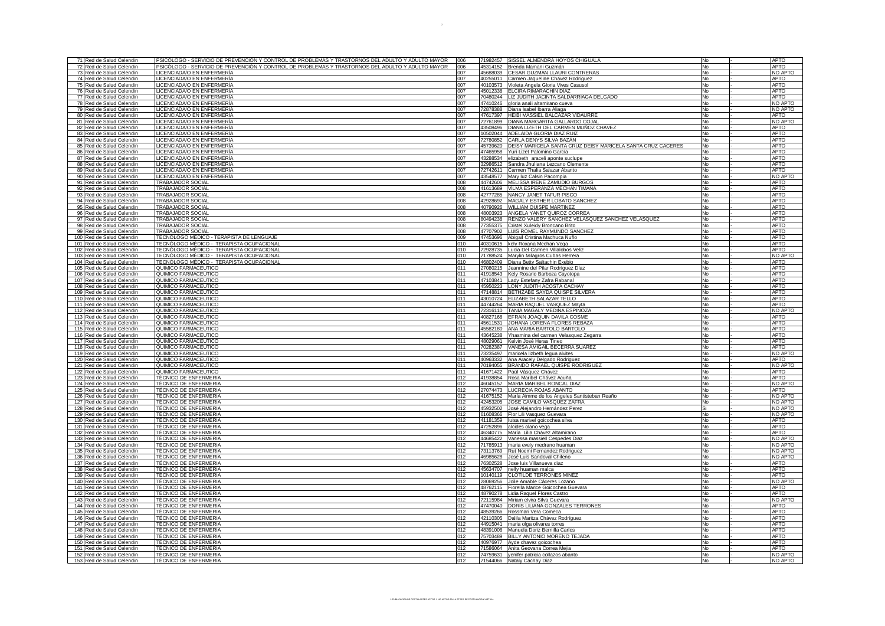| | | | | | | | |
|---|---|---|---|---|---|---|---|
| 71 | Red de Salud Celendin | PSICÓLOGO - SERVICIO DE PREVENCIÓN Y CONTROL DE PROBLEMAS Y TRASTORNOS DEL ADULTO Y ADULTO MAYOR | 006 | 71982457 | SISSEL ALMENDRA HOYOS CHIGUALA | No | - | APTO |
| 72 | Red de Salud Celendin | PSICÓLOGO - SERVICIO DE PREVENCIÓN Y CONTROL DE PROBLEMAS Y TRASTORNOS DEL ADULTO Y ADULTO MAYOR | 006 | 45314152 | Brenda Mamani Guzmán | No | - | APTO |
| 73 | Red de Salud Celendin | LICENCIADA/O EN ENFERMERÍA | 007 | 45688039 | CESAR GUZMAN LLAURI CONTRERAS | No | - | NO APTO |
| 74 | Red de Salud Celendin | LICENCIADA/O EN ENFERMERÍA | 007 | 40255011 | Carmen Jaqueline Chávez Rodríguez | No | - | APTO |
| 75 | Red de Salud Celendin | LICENCIADA/O EN ENFERMERÍA | 007 | 40103573 | Violeta Angela Gloria Vives Casusol | No | - | APTO |
| 76 | Red de Salud Celendin | LICENCIADA/O EN ENFERMERÍA | 007 | 45012338 | ELCIRA RIMARACHIN DIAZ | No | - | APTO |
| 77 | Red de Salud Celendin | LICENCIADA/O EN ENFERMERÍA | 007 | 70480244 | LIZ JUDITH JACINTA SALDARRIAGA DELGADO | No | - | APTO |
| 78 | Red de Salud Celendin | LICENCIADA/O EN ENFERMERÍA | 007 | 47410246 | gloria anali altamirano cueva | No | - | NO APTO |
| 79 | Red de Salud Celendin | LICENCIADA/O EN ENFERMERÍA | 007 | 72878388 | Diana Isabel Ibarra Aliaga | No | - | NO APTO |
| 80 | Red de Salud Celendin | LICENCIADA/O EN ENFERMERÍA | 007 | 47617397 | HEIBI MASSIEL BALCAZAR VIDAURRE | No | - | APTO |
| 81 | Red de Salud Celendin | LICENCIADA/O EN ENFERMERÍA | 007 | 72761899 | DIANA MARGARITA GALLARDO COJAL | No | - | NO APTO |
| 82 | Red de Salud Celendin | LICENCIADA/O EN ENFERMERÍA | 007 | 43508496 | DIANA LIZETH DEL CARMEN MUÑOZ CHAVEZ | No | - | APTO |
| 83 | Red de Salud Celendin | LICENCIADA/O EN ENFERMERÍA | 007 | 10502044 | ADELAIDA GLORIA DIAZ RUIZ | No | - | APTO |
| 84 | Red de Salud Celendin | LICENCIADA/O EN ENFERMERÍA | 007 | 72780852 | CARLA DENYS SILVA BAZÁN | No | - | APTO |
| 85 | Red de Salud Celendin | LICENCIADA/O EN ENFERMERÍA | 007 | 45739620 | DEISY MARICELA SANTA CRUZ DEISY MARICELA SANTA CRUZ CACERES | No | - | APTO |
| 86 | Red de Salud Celendin | LICENCIADA/O EN ENFERMERÍA | 007 | 47465958 | Yuri Lizet Palomino García | No | - | APTO |
| 87 | Red de Salud Celendin | LICENCIADA/O EN ENFERMERÍA | 007 | 43288534 | elizabeth araceli aponte suclupe | No | - | APTO |
| 88 | Red de Salud Celendin | LICENCIADA/O EN ENFERMERÍA | 007 | 32986512 | Sandra Jhuliana Lezcano Clemente | No | - | APTO |
| 89 | Red de Salud Celendin | LICENCIADA/O EN ENFERMERÍA | 007 | 72742611 | Carmen Thalia Salazar Abanto | No | - | APTO |
| 90 | Red de Salud Celendin | LICENCIADA/O EN ENFERMERÍA | 007 | 43548577 | Mary luz Calsin Pacompia | No | - | NO APTO |
| 91 | Red de Salud Celendin | TRABAJADOR SOCIAL | 008 | 44742606 | MELISSA IRENE ZAMUDIO BURGOS | No | - | APTO |
| 92 | Red de Salud Celendin | TRABAJADOR SOCIAL | 008 | 41613689 | VILMA ESPERANZA MECHAN TIMANA | No | - | APTO |
| 93 | Red de Salud Celendin | TRABAJADOR SOCIAL | 008 | 42777285 | NANCY JANET TAFUR PISCO | No | - | APTO |
| 94 | Red de Salud Celendin | TRABAJADOR SOCIAL | 008 | 42928692 | MAGALY ESTHER LOBATO SANCHEZ | No | - | APTO |
| 95 | Red de Salud Celendin | TRABAJADOR SOCIAL | 008 | 40790926 | WILLIAM QUISPE MARTINEZ | No | - | APTO |
| 96 | Red de Salud Celendin | TRABAJADOR SOCIAL | 008 | 48003923 | ANGELA YANET QUIROZ CORREA | No | - | APTO |
| 97 | Red de Salud Celendin | TRABAJADOR SOCIAL | 008 | 80494238 | RENZO VALERY SANCHEZ VELASQUEZ SANCHEZ VELASQUEZ | No | - | APTO |
| 98 | Red de Salud Celendin | TRABAJADOR SOCIAL | 008 | 77355375 | Cristel Xuleidy Broncano Brito | No | - | APTO |
| 99 | Red de Salud Celendin | TRABAJADOR SOCIAL | 008 | 47707902 | LUIS ROMEL RAYMUNDO SANCHEZ | No | - | APTO |
| 100 | Red de Salud Celendin | TECNÓLOGO MÉDICO - TERAPISTA DE LENGUAJE | 009 | 47453696 | Abigail Cristina Machuca Nuflo | No | - | APTO |
| 101 | Red de Salud Celendin | TECNÓLOGO MÉDICO - TERAPISTA OCUPACIONAL | 010 | 40310615 | kely Roxana Mechan Vega | No | - | APTO |
| 102 | Red de Salud Celendin | TECNÓLOGO MÉDICO - TERAPISTA OCUPACIONAL | 010 | 72928735 | Lucia Del Carmen Villalobos Veliz | No | - | APTO |
| 103 | Red de Salud Celendin | TECNÓLOGO MÉDICO - TERAPISTA OCUPACIONAL | 010 | 71788524 | Marylin Milagros Cubas Herrera | No | - | NO APTO |
| 104 | Red de Salud Celendin | TECNÓLOGO MÉDICO - TERAPISTA OCUPACIONAL | 010 | 46802409 | Diana Betty Saltachin Exebio | No | - | APTO |
| 105 | Red de Salud Celendin | QUIMICO FARMACEUTICO | 011 | 27080215 | Jeannine del Pilar Rodríguez Díaz | No | - | APTO |
| 106 | Red de Salud Celendin | QUIMICO FARMACEUTICO | 011 | 41918543 | Kely Rosario Barboza Cayotopa | No | - | APTO |
| 107 | Red de Salud Celendin | QUIMICO FARMACEUTICO | 011 | 47103841 | Lady Estefany Zafra Rabanal | No | - | APTO |
| 108 | Red de Salud Celendin | QUIMICO FARMACEUTICO | 011 | 45950223 | LONY JUDITH ACOSTA CACHAY | No | - | APTO |
| 109 | Red de Salud Celendin | QUIMICO FARMACEUTICO | 011 | 47148814 | BETHZABE SAYDA QUISPE SILVERA | No | - | APTO |
| 110 | Red de Salud Celendin | QUIMICO FARMACEUTICO | 011 | 43010724 | ELIZABETH SALAZAR TELLO | No | - | APTO |
| 111 | Red de Salud Celendin | QUIMICO FARMACEUTICO | 011 | 44744264 | MARIA RAQUEL VASQUEZ Mayta | No | - | APTO |
| 112 | Red de Salud Celendin | QUIMICO FARMACEUTICO | 011 | 72316110 | TANIA MAGALY MEDINA ESPINOZA | No | - | NO APTO |
| 113 | Red de Salud Celendin | QUIMICO FARMACEUTICO | 011 | 40827168 | EFRAIN JOAQUIN DAVILA COSME | No | - | APTO |
| 114 | Red de Salud Celendin | QUIMICO FARMACEUTICO | 011 | 45611531 | JOHANA LORENA FLORES REBAZA | No | - | APTO |
| 115 | Red de Salud Celendin | QUIMICO FARMACEUTICO | 011 | 45582180 | ANA MARIA BARTOLO BARTOLO | No | - | APTO |
| 116 | Red de Salud Celendin | QUIMICO FARMACEUTICO | 011 | 43645238 | Yhasmina del carmen Velasquez Zegarra | No | - | APTO |
| 117 | Red de Salud Celendin | QUIMICO FARMACEUTICO | 011 | 48029061 | Kelvin José Heras Tineo | No | - | APTO |
| 118 | Red de Salud Celendin | QUIMICO FARMACEUTICO | 011 | 70282387 | VANESA AMIGAIL BECERRA SUAREZ | No | - | APTO |
| 119 | Red de Salud Celendin | QUIMICO FARMACEUTICO | 011 | 73235497 | maricela lizbeth legua alvites | No | - | NO APTO |
| 120 | Red de Salud Celendin | QUIMICO FARMACEUTICO | 011 | 40963332 | Ana Aracely Delgado Rodriguez | No | - | APTO |
| 121 | Red de Salud Celendin | QUIMICO FARMACEUTICO | 011 | 70194055 | BRANDO RAFAEL QUISPE RODRIGUEZ | No | - | NO APTO |
| 122 | Red de Salud Celendin | QUIMICO FARMACEUTICO | 011 | 41671422 | Paúl Vásquez Chávez | No | - | APTO |
| 123 | Red de Salud Celendin | TÉCNICO DE ENFERMERIA | 012 | 41938854 | Rosa Maribel Chávez Acuña | No | - | APTO |
| 124 | Red de Salud Celendin | TÉCNICO DE ENFERMERIA | 012 | 46045157 | MARIA MARIBEL RONCAL DIAZ | No | - | NO APTO |
| 125 | Red de Salud Celendin | TÉCNICO DE ENFERMERIA | 012 | 27074473 | LUCRECIA ROJAS ABANTO | No | - | APTO |
| 126 | Red de Salud Celendin | TÉCNICO DE ENFERMERIA | 012 | 41675152 | María Aimme de los Ángeles Santisteban Reaño | No | - | NO APTO |
| 127 | Red de Salud Celendin | TÉCNICO DE ENFERMERIA | 012 | 42453205 | JOSE CAMILO VASQUEZ ZAFRA | No | - | NO APTO |
| 128 | Red de Salud Celendin | TÉCNICO DE ENFERMERIA | 012 | 45932502 | José Alejandro Hernández Perez | Si | - | NO APTO |
| 129 | Red de Salud Celendin | TÉCNICO DE ENFERMERIA | 012 | 61608366 | Flor Lili Vasquez Guevara | No | - | NO APTO |
| 130 | Red de Salud Celendin | TÉCNICO DE ENFERMERIA | 012 | 41181359 | luisa marivel goicochea silva | No | - | APTO |
| 131 | Red de Salud Celendin | TÉCNICO DE ENFERMERIA | 012 | 47252896 | alcides olano vega | No | - | APTO |
| 132 | Red de Salud Celendin | TÉCNICO DE ENFERMERIA | 012 | 46340775 | María Lilia Chávez Altamirano | No | - | APTO |
| 133 | Red de Salud Celendin | TÉCNICO DE ENFERMERIA | 012 | 44685422 | Vanessa massiell Cespedes Diaz | No | - | NO APTO |
| 134 | Red de Salud Celendin | TÉCNICO DE ENFERMERIA | 012 | 71785913 | maria evely medrano huaman | No | - | NO APTO |
| 135 | Red de Salud Celendin | TÉCNICO DE ENFERMERIA | 012 | 73113769 | Rut Noemi Fernandez Rodriguez | No | - | NO APTO |
| 136 | Red de Salud Celendin | TÉCNICO DE ENFERMERIA | 012 | 46985628 | José Luis Sandoval Chileno | No | - | NO APTO |
| 137 | Red de Salud Celendin | TÉCNICO DE ENFERMERIA | 012 | 76302528 | Jose luis Villanueva diaz | No | - | APTO |
| 138 | Red de Salud Celendin | TÉCNICO DE ENFERMERIA | 012 | 45634707 | nelly huaman malca | No | - | APTO |
| 139 | Red de Salud Celendin | TÉCNICO DE ENFERMERIA | 012 | 10140119 | CLOTILDE TERRONES MIÑEZ | No | - | APTO |
| 140 | Red de Salud Celendin | TÉCNICO DE ENFERMERIA | 012 | 28069256 | Joile Amable Cáceres Lozano | No | - | NO APTO |
| 141 | Red de Salud Celendin | TÉCNICO DE ENFERMERIA | 012 | 48762115 | Fiorella Marice Goicochea Guevara | No | - | APTO |
| 142 | Red de Salud Celendin | TÉCNICO DE ENFERMERIA | 012 | 48790278 | Lidia Raquel Flores Castro | No | - | APTO |
| 143 | Red de Salud Celendin | TÉCNICO DE ENFERMERIA | 012 | 72115984 | Miriam elvira Silva Guevara | No | - | NO APTO |
| 144 | Red de Salud Celendin | TÉCNICO DE ENFERMERIA | 012 | 47470040 | DORIS LILIANA GONZALES TERRONES | No | - | APTO |
| 145 | Red de Salud Celendin | TÉCNICO DE ENFERMERIA | 012 | 48539266 | Rossmari Vera Correca | No | - | APTO |
| 146 | Red de Salud Celendin | TÉCNICO DE ENFERMERIA | 012 | 42110305 | Dalila Maritza Chávez Rodríguez | No | - | APTO |
| 147 | Red de Salud Celendin | TÉCNICO DE ENFERMERIA | 012 | 44915041 | maria olga olivares torres | No | - | APTO |
| 148 | Red de Salud Celendin | TÉCNICO DE ENFERMERIA | 012 | 48391006 | Manuela Doriz Bernilla Carlos | No | - | APTO |
| 149 | Red de Salud Celendin | TÉCNICO DE ENFERMERIA | 012 | 75703489 | BILLY ANTONIO MORENO TEJADA | No | - | APTO |
| 150 | Red de Salud Celendin | TÉCNICO DE ENFERMERIA | 012 | 40976977 | Ayde chavez goicochea | No | - | APTO |
| 151 | Red de Salud Celendin | TÉCNICO DE ENFERMERIA | 012 | 71586064 | Anita Geovana Correa Mejia | No | - | APTO |
| 152 | Red de Salud Celendin | TÉCNICO DE ENFERMERIA | 012 | 74759631 | yenifer patricia collazos abanto | No | - | NO APTO |
| 153 | Red de Salud Celendin | TÉCNICO DE ENFERMERIA | 012 | 71544066 | Nataly Cachay Diaz | No | - | NO APTO |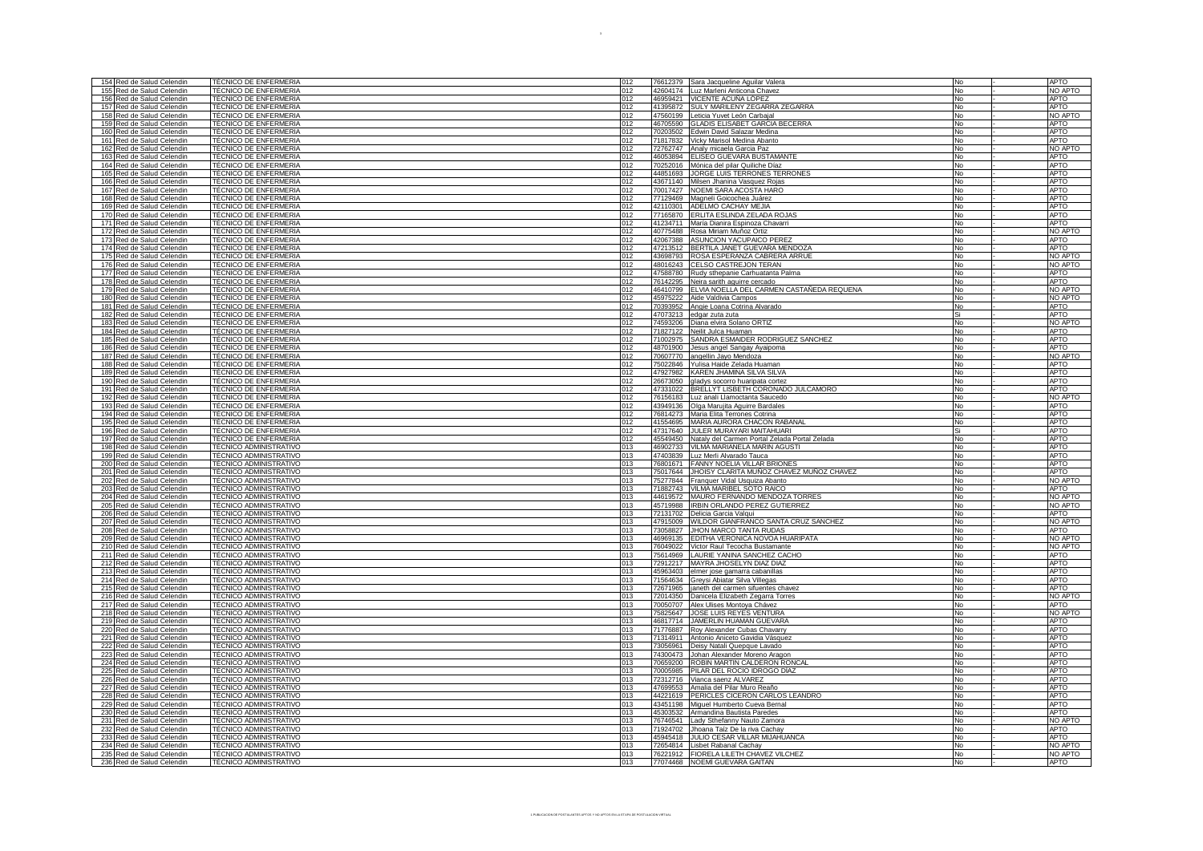| | | | | | | | |
|---|---|---|---|---|---|---|---|
| 154 | Red de Salud Celendin | TÉCNICO DE ENFERMERIA | 012 | 76612379 | Sara Jacqueline Aguilar Valera | No | - | APTO |
| 155 | Red de Salud Celendin | TÉCNICO DE ENFERMERIA | 012 | 42604174 | Luz Marleni Anticona Chavez | No | - | NO APTO |
| 156 | Red de Salud Celendin | TÉCNICO DE ENFERMERIA | 012 | 46959421 | VICENTE ACUÑA LOPEZ | No | - | APTO |
| 157 | Red de Salud Celendin | TÉCNICO DE ENFERMERIA | 012 | 41395872 | SULY MARILENY ZEGARRA ZEGARRA | No | - | APTO |
| 158 | Red de Salud Celendin | TÉCNICO DE ENFERMERIA | 012 | 47560199 | Leticia Yuvet León Carbajal | No | - | NO APTO |
| 159 | Red de Salud Celendin | TÉCNICO DE ENFERMERIA | 012 | 46705590 | GLADIS ELISABET GARCIA BECERRA | No | - | APTO |
| 160 | Red de Salud Celendin | TÉCNICO DE ENFERMERIA | 012 | 70203502 | Edwin David Salazar Medina | No | - | APTO |
| 161 | Red de Salud Celendin | TÉCNICO DE ENFERMERIA | 012 | 71817832 | Vicky Marisol Medina Abanto | No | - | APTO |
| 162 | Red de Salud Celendin | TÉCNICO DE ENFERMERIA | 012 | 72762747 | Analy micaela Garcia Paz | No | - | NO APTO |
| 163 | Red de Salud Celendin | TÉCNICO DE ENFERMERIA | 012 | 46053894 | ELISEO GUEVARA BUSTAMANTE | No | - | APTO |
| 164 | Red de Salud Celendin | TÉCNICO DE ENFERMERIA | 012 | 70252016 | Mónica del pilar Quiliche Díaz | No | - | APTO |
| 165 | Red de Salud Celendin | TÉCNICO DE ENFERMERIA | 012 | 44851693 | JORGE LUIS TERRONES TERRONES | No | - | APTO |
| 166 | Red de Salud Celendin | TÉCNICO DE ENFERMERIA | 012 | 43671140 | Milsen Jhanina Vasquez Rojas | No | - | APTO |
| 167 | Red de Salud Celendin | TÉCNICO DE ENFERMERIA | 012 | 70017427 | NOEMI SARA ACOSTA HARO | No | - | APTO |
| 168 | Red de Salud Celendin | TÉCNICO DE ENFERMERIA | 012 | 77129469 | Magneli Goicochea Juárez | No | - | APTO |
| 169 | Red de Salud Celendin | TÉCNICO DE ENFERMERIA | 012 | 42110301 | ADELMO CACHAY MEJIA | No | - | APTO |
| 170 | Red de Salud Celendin | TÉCNICO DE ENFERMERIA | 012 | 77165870 | ERLITA ESLINDA ZELADA ROJAS | No | - | APTO |
| 171 | Red de Salud Celendin | TÉCNICO DE ENFERMERIA | 012 | 41234711 | María Dianira Espinoza Chavarri | No | - | APTO |
| 172 | Red de Salud Celendin | TÉCNICO DE ENFERMERIA | 012 | 40775488 | Rosa Miriam Muñoz Ortiz | No | - | NO APTO |
| 173 | Red de Salud Celendin | TÉCNICO DE ENFERMERIA | 012 | 42067388 | ASUNCION YACUPAICO PEREZ | No | - | APTO |
| 174 | Red de Salud Celendin | TÉCNICO DE ENFERMERIA | 012 | 47213512 | BERTILA JANET GUEVARA MENDOZA | No | - | APTO |
| 175 | Red de Salud Celendin | TÉCNICO DE ENFERMERIA | 012 | 43698793 | ROSA ESPERANZA CABRERA ARRUE | No | - | NO APTO |
| 176 | Red de Salud Celendin | TÉCNICO DE ENFERMERIA | 012 | 48016243 | CELSO CASTREJON TERAN | No | - | NO APTO |
| 177 | Red de Salud Celendin | TÉCNICO DE ENFERMERIA | 012 | 47588780 | Rudy sthepanie Carhuatanta Palma | No | - | APTO |
| 178 | Red de Salud Celendin | TÉCNICO DE ENFERMERIA | 012 | 76142295 | Neira sarith aguirre cercado | No | - | APTO |
| 179 | Red de Salud Celendin | TÉCNICO DE ENFERMERIA | 012 | 46410799 | ELVIA NOELLA DEL CARMEN CASTAÑEDA REQUENA | No | - | NO APTO |
| 180 | Red de Salud Celendin | TÉCNICO DE ENFERMERIA | 012 | 45975222 | Aide Valdivia Campos | No | - | NO APTO |
| 181 | Red de Salud Celendin | TÉCNICO DE ENFERMERIA | 012 | 70393952 | Angie Loana Cotrina Alvarado | No | - | APTO |
| 182 | Red de Salud Celendin | TÉCNICO DE ENFERMERIA | 012 | 47073213 | edgar zuta zuta | Si | - | APTO |
| 183 | Red de Salud Celendin | TÉCNICO DE ENFERMERIA | 012 | 74593206 | Diana elvira Solano ORTIZ | No | - | NO APTO |
| 184 | Red de Salud Celendin | TÉCNICO DE ENFERMERIA | 012 | 71827122 | Neilit Julca Huaman | No | - | APTO |
| 185 | Red de Salud Celendin | TÉCNICO DE ENFERMERIA | 012 | 71002975 | SANDRA ESMAIDER RODRIGUEZ SANCHEZ | No | - | APTO |
| 186 | Red de Salud Celendin | TÉCNICO DE ENFERMERIA | 012 | 48701900 | Jesus angel Sangay Ayaipoma | No | - | APTO |
| 187 | Red de Salud Celendin | TÉCNICO DE ENFERMERIA | 012 | 70607770 | angellin Jayo Mendoza | No | - | NO APTO |
| 188 | Red de Salud Celendin | TÉCNICO DE ENFERMERIA | 012 | 75022846 | Yulisa Haide Zelada Huaman | No | - | APTO |
| 189 | Red de Salud Celendin | TÉCNICO DE ENFERMERIA | 012 | 47927982 | KAREN JHAMINA SILVA SILVA | No | - | APTO |
| 190 | Red de Salud Celendin | TÉCNICO DE ENFERMERIA | 012 | 26673050 | gladys socorro huaripata cortez | No | - | APTO |
| 191 | Red de Salud Celendin | TÉCNICO DE ENFERMERIA | 012 | 47331022 | BRELLYT LISBETH CORONADO JULCAMORO | No | - | APTO |
| 192 | Red de Salud Celendin | TÉCNICO DE ENFERMERIA | 012 | 76156183 | Luz anali Llamoctanta Saucedo | No | - | NO APTO |
| 193 | Red de Salud Celendin | TÉCNICO DE ENFERMERIA | 012 | 43949136 | Olga Marujita Aguirre Bardales | No | - | APTO |
| 194 | Red de Salud Celendin | TÉCNICO DE ENFERMERIA | 012 | 76814273 | Maria Elita Terrones Cotrina | No | - | APTO |
| 195 | Red de Salud Celendin | TÉCNICO DE ENFERMERIA | 012 | 41554695 | MARIA AURORA CHACON RABANAL | No | - | APTO |
| 196 | Red de Salud Celendin | TÉCNICO DE ENFERMERIA | 012 | 47317640 | JULER MURAYARI MAITAHUARI | Si | - | APTO |
| 197 | Red de Salud Celendin | TÉCNICO DE ENFERMERIA | 012 | 45549450 | Nataly del Carmen Portal Zelada Portal Zelada | No | - | APTO |
| 198 | Red de Salud Celendin | TÉCNICO ADMINISTRATIVO | 013 | 46902733 | VILMA MARIANELA MARIN AGUSTI | No | - | APTO |
| 199 | Red de Salud Celendin | TÉCNICO ADMINISTRATIVO | 013 | 47403839 | Luz Merli Alvarado Tauca | No | - | APTO |
| 200 | Red de Salud Celendin | TÉCNICO ADMINISTRATIVO | 013 | 76801671 | FANNY NOELIA VILLAR BRIONES | No | - | APTO |
| 201 | Red de Salud Celendin | TÉCNICO ADMINISTRATIVO | 013 | 75017644 | JHOISY CLARITA MUÑOZ CHAVEZ MUÑOZ CHAVEZ | No | - | APTO |
| 202 | Red de Salud Celendin | TÉCNICO ADMINISTRATIVO | 013 | 75277844 | Franquer Vidal Usquiza Abanto | No | - | NO APTO |
| 203 | Red de Salud Celendin | TÉCNICO ADMINISTRATIVO | 013 | 71882743 | VILMA MARIBEL SOTO RAICO | No | - | APTO |
| 204 | Red de Salud Celendin | TÉCNICO ADMINISTRATIVO | 013 | 44619572 | MAURO FERNANDO MENDOZA TORRES | No | - | NO APTO |
| 205 | Red de Salud Celendin | TÉCNICO ADMINISTRATIVO | 013 | 45719988 | IRBIN ORLANDO PEREZ GUTIERREZ | No | - | NO APTO |
| 206 | Red de Salud Celendin | TÉCNICO ADMINISTRATIVO | 013 | 72131702 | Delicia Garcia Valqui | No | - | APTO |
| 207 | Red de Salud Celendin | TÉCNICO ADMINISTRATIVO | 013 | 47915009 | WILDOR GIANFRANCO SANTA CRUZ SANCHEZ | No | - | NO APTO |
| 208 | Red de Salud Celendin | TÉCNICO ADMINISTRATIVO | 013 | 73058827 | JHON MARCO TANTA RUDAS | No | - | APTO |
| 209 | Red de Salud Celendin | TÉCNICO ADMINISTRATIVO | 013 | 46969135 | EDITHA VERONICA NOVOA HUARIPATA | No | - | NO APTO |
| 210 | Red de Salud Celendin | TÉCNICO ADMINISTRATIVO | 013 | 76049022 | Victor Raul Tecocha Bustamante | No | - | NO APTO |
| 211 | Red de Salud Celendin | TÉCNICO ADMINISTRATIVO | 013 | 75614969 | LAURIE YANINA SANCHEZ CACHO | No | - | APTO |
| 212 | Red de Salud Celendin | TÉCNICO ADMINISTRATIVO | 013 | 72912217 | MAYRA JHOSELYN DIAZ DIAZ | No | - | APTO |
| 213 | Red de Salud Celendin | TÉCNICO ADMINISTRATIVO | 013 | 45963403 | elmer jose gamarra cabanillas | No | - | APTO |
| 214 | Red de Salud Celendin | TÉCNICO ADMINISTRATIVO | 013 | 71564634 | Greysi Abiatar Silva Villegas | No | - | APTO |
| 215 | Red de Salud Celendin | TÉCNICO ADMINISTRATIVO | 013 | 72671965 | janeth del carmen sifuentes chavez | No | - | APTO |
| 216 | Red de Salud Celendin | TÉCNICO ADMINISTRATIVO | 013 | 72014350 | Danicela Elizabeth Zegarra Torres | No | - | NO APTO |
| 217 | Red de Salud Celendin | TÉCNICO ADMINISTRATIVO | 013 | 70050707 | Alex Ulises Montoya Chávez | No | - | APTO |
| 218 | Red de Salud Celendin | TÉCNICO ADMINISTRATIVO | 013 | 75825647 | JOSE LUIS REYES VENTURA | No | - | NO APTO |
| 219 | Red de Salud Celendin | TÉCNICO ADMINISTRATIVO | 013 | 46817714 | JAMERLIN HUAMAN GUEVARA | No | - | APTO |
| 220 | Red de Salud Celendin | TÉCNICO ADMINISTRATIVO | 013 | 71776887 | Roy Alexander Cubas Chavarry | No | - | APTO |
| 221 | Red de Salud Celendin | TÉCNICO ADMINISTRATIVO | 013 | 71314911 | Antonio Aniceto Gavidia Vásquez | No | - | APTO |
| 222 | Red de Salud Celendin | TÉCNICO ADMINISTRATIVO | 013 | 73056961 | Deisy Natali Quepque Lavado | No | - | APTO |
| 223 | Red de Salud Celendin | TÉCNICO ADMINISTRATIVO | 013 | 74300473 | Johan Alexander Moreno Aragon | No | - | APTO |
| 224 | Red de Salud Celendin | TÉCNICO ADMINISTRATIVO | 013 | 70659200 | ROBIN MARTIN CALDERON RONCAL | No | - | APTO |
| 225 | Red de Salud Celendin | TÉCNICO ADMINISTRATIVO | 013 | 70005985 | PILAR DEL ROCIO IDROGO DIAZ | No | - | APTO |
| 226 | Red de Salud Celendin | TÉCNICO ADMINISTRATIVO | 013 | 72312716 | Vianca saenz ALVAREZ | No | - | APTO |
| 227 | Red de Salud Celendin | TÉCNICO ADMINISTRATIVO | 013 | 47699553 | Amalia del Pilar Muro Reaño | No | - | APTO |
| 228 | Red de Salud Celendin | TÉCNICO ADMINISTRATIVO | 013 | 44221619 | PERICLES CICERON CARLOS LEANDRO | No | - | APTO |
| 229 | Red de Salud Celendin | TÉCNICO ADMINISTRATIVO | 013 | 43451198 | Miguel Humberto Cueva Bernal | No | - | APTO |
| 230 | Red de Salud Celendin | TÉCNICO ADMINISTRATIVO | 013 | 45303532 | Armandina Bautista Paredes | No | - | APTO |
| 231 | Red de Salud Celendin | TÉCNICO ADMINISTRATIVO | 013 | 76746541 | Lady Sthefanny Nauto Zamora | No | - | NO APTO |
| 232 | Red de Salud Celendin | TÉCNICO ADMINISTRATIVO | 013 | 71924702 | Jhoana Taiz De la riva Cachay | No | - | APTO |
| 233 | Red de Salud Celendin | TÉCNICO ADMINISTRATIVO | 013 | 45945418 | JULIO CESAR VILLAR MIJAHUANCA | No | - | APTO |
| 234 | Red de Salud Celendin | TÉCNICO ADMINISTRATIVO | 013 | 72654814 | Lisbet Rabanal Cachay | No | - | NO APTO |
| 235 | Red de Salud Celendin | TÉCNICO ADMINISTRATIVO | 013 | 76221912 | FIORELA LILETH CHAVEZ VILCHEZ | No | - | NO APTO |
| 236 | Red de Salud Celendin | TÉCNICO ADMINISTRATIVO | 013 | 77074468 | NOEMI GUEVARA GAITAN | No | - | APTO |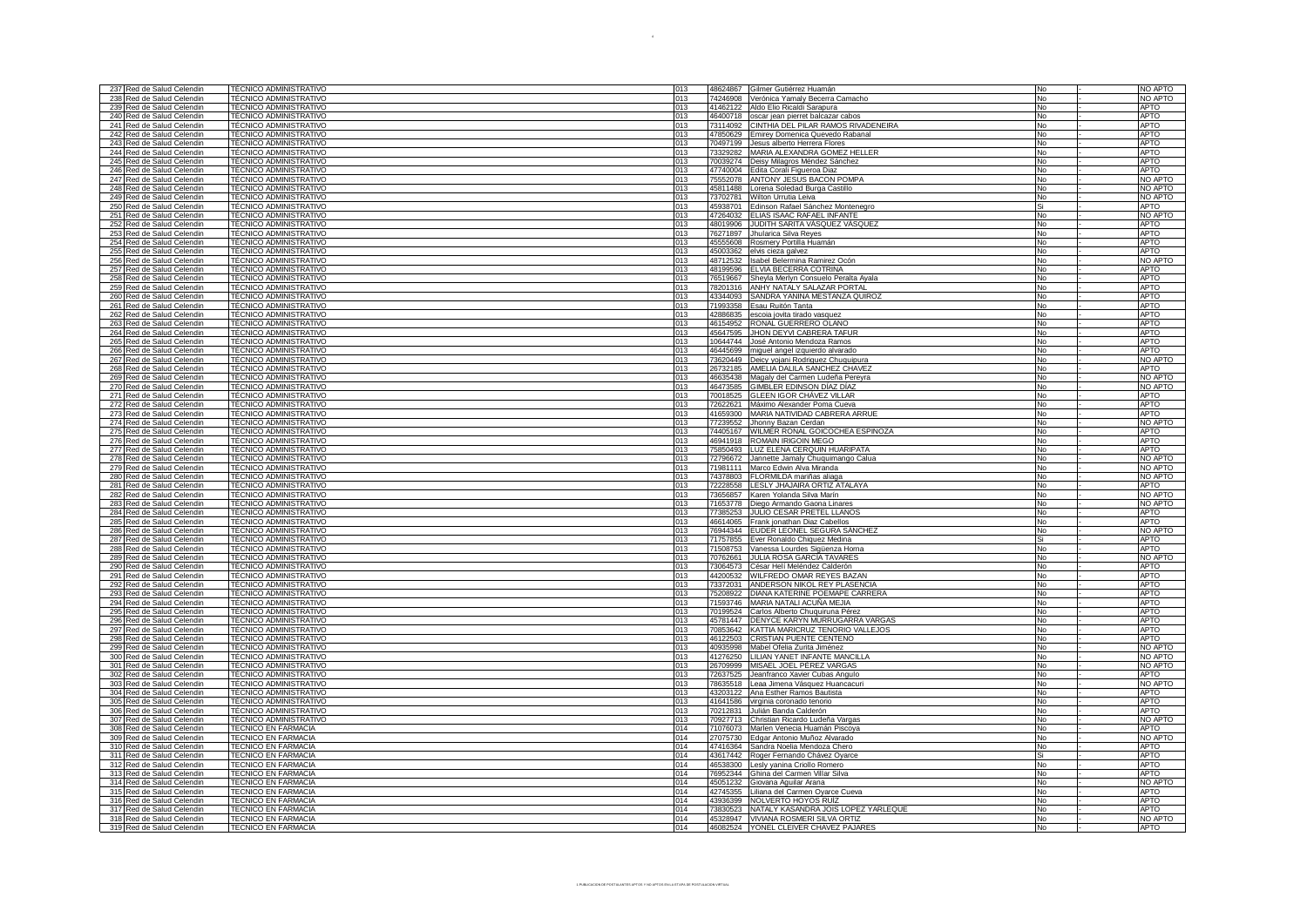| | | | | | | | |
|---|---|---|---|---|---|---|---|
| 237 | Red de Salud Celendin | TÉCNICO ADMINISTRATIVO | 013 | 48624867 | Gilmer Gutiérrez Huamán | No | - | NO APTO |
| 238 | Red de Salud Celendin | TÉCNICO ADMINISTRATIVO | 013 | 74246908 | Verónica Yamaly Becerra Camacho | No | - | NO APTO |
| 239 | Red de Salud Celendin | TÉCNICO ADMINISTRATIVO | 013 | 41462122 | Aldo Elio Ricaldi Sarapura | No | - | APTO |
| 240 | Red de Salud Celendin | TÉCNICO ADMINISTRATIVO | 013 | 46400718 | oscar jean pierret balcazar cabos | No | - | APTO |
| 241 | Red de Salud Celendin | TÉCNICO ADMINISTRATIVO | 013 | 73114092 | CINTHIA DEL PILAR RAMOS RIVADENEIRA | No | - | APTO |
| 242 | Red de Salud Celendin | TÉCNICO ADMINISTRATIVO | 013 | 47850629 | Emirey Domenica Quevedo Rabanal | No | - | APTO |
| 243 | Red de Salud Celendin | TÉCNICO ADMINISTRATIVO | 013 | 70497199 | Jesus alberto Herrera Flores | No | - | APTO |
| 244 | Red de Salud Celendin | TÉCNICO ADMINISTRATIVO | 013 | 73329282 | MARIA ALEXANDRA GOMEZ HELLER | No | - | APTO |
| 245 | Red de Salud Celendin | TÉCNICO ADMINISTRATIVO | 013 | 70039274 | Deisy Milagros Méndez Sánchez | No | - | APTO |
| 246 | Red de Salud Celendin | TÉCNICO ADMINISTRATIVO | 013 | 47740004 | Edita Corali Figueroa Diaz | No | - | APTO |
| 247 | Red de Salud Celendin | TÉCNICO ADMINISTRATIVO | 013 | 75552078 | ANTONY JESUS BACON POMPA | No | - | NO APTO |
| 248 | Red de Salud Celendin | TÉCNICO ADMINISTRATIVO | 013 | 45811488 | Lorena Soledad Burga Castillo | No | - | NO APTO |
| 249 | Red de Salud Celendin | TÉCNICO ADMINISTRATIVO | 013 | 73702781 | Wilton Urrutia Leiva | No | - | NO APTO |
| 250 | Red de Salud Celendin | TÉCNICO ADMINISTRATIVO | 013 | 45938701 | Edinson Rafael Sánchez Montenegro | Si | - | APTO |
| 251 | Red de Salud Celendin | TÉCNICO ADMINISTRATIVO | 013 | 47264032 | ELIAS ISAAC RAFAEL INFANTE | No | - | NO APTO |
| 252 | Red de Salud Celendin | TÉCNICO ADMINISTRATIVO | 013 | 48019906 | JUDITH SARITA VÁSQUEZ VÁSQUEZ | No | - | APTO |
| 253 | Red de Salud Celendin | TÉCNICO ADMINISTRATIVO | 013 | 76271897 | Jhularica Silva Reyes | No | - | APTO |
| 254 | Red de Salud Celendin | TÉCNICO ADMINISTRATIVO | 013 | 45555608 | Rosmery Portilla Huamán | No | - | APTO |
| 255 | Red de Salud Celendin | TÉCNICO ADMINISTRATIVO | 013 | 45003362 | elvis cieza galvez | No | - | APTO |
| 256 | Red de Salud Celendin | TÉCNICO ADMINISTRATIVO | 013 | 48712532 | Isabel Belermina Ramirez Ocón | No | - | NO APTO |
| 257 | Red de Salud Celendin | TÉCNICO ADMINISTRATIVO | 013 | 48199596 | ELVIA BECERRA COTRINA | No | - | APTO |
| 258 | Red de Salud Celendin | TÉCNICO ADMINISTRATIVO | 013 | 76519667 | Sheyla Merlyn Consuelo Peralta Ayala | No | - | APTO |
| 259 | Red de Salud Celendin | TÉCNICO ADMINISTRATIVO | 013 | 78201316 | ANHY NATALY SALAZAR PORTAL | No | - | APTO |
| 260 | Red de Salud Celendin | TÉCNICO ADMINISTRATIVO | 013 | 43344093 | SANDRA YANINA MESTANZA QUIROZ | No | - | APTO |
| 261 | Red de Salud Celendin | TÉCNICO ADMINISTRATIVO | 013 | 71993358 | Esau Ruitón Tanta | No | - | APTO |
| 262 | Red de Salud Celendin | TÉCNICO ADMINISTRATIVO | 013 | 42886835 | escoia jovita tirado vasquez | No | - | APTO |
| 263 | Red de Salud Celendin | TÉCNICO ADMINISTRATIVO | 013 | 46154952 | RONAL GUERRERO OLANO | No | - | APTO |
| 264 | Red de Salud Celendin | TÉCNICO ADMINISTRATIVO | 013 | 45647595 | JHON DEYVI CABRERA TAFUR | No | - | APTO |
| 265 | Red de Salud Celendin | TÉCNICO ADMINISTRATIVO | 013 | 10644744 | José Antonio Mendoza Ramos | No | - | APTO |
| 266 | Red de Salud Celendin | TÉCNICO ADMINISTRATIVO | 013 | 46445699 | miguel angel izquierdo alvarado | No | - | APTO |
| 267 | Red de Salud Celendin | TÉCNICO ADMINISTRATIVO | 013 | 73620449 | Deicy yojani Rodriguez Chuquipura | No | - | NO APTO |
| 268 | Red de Salud Celendin | TÉCNICO ADMINISTRATIVO | 013 | 26732185 | AMELIA DALILA SANCHEZ CHAVEZ | No | - | APTO |
| 269 | Red de Salud Celendin | TÉCNICO ADMINISTRATIVO | 013 | 46635438 | Magaly del Carmen Ludeña Pereyra | No | - | NO APTO |
| 270 | Red de Salud Celendin | TÉCNICO ADMINISTRATIVO | 013 | 46473585 | GIMBLER EDINSON DÍAZ DÍAZ | No | - | NO APTO |
| 271 | Red de Salud Celendin | TÉCNICO ADMINISTRATIVO | 013 | 70018525 | GLEEN IGOR CHÁVEZ VILLAR | No | - | APTO |
| 272 | Red de Salud Celendin | TÉCNICO ADMINISTRATIVO | 013 | 72622621 | Máximo Alexander Poma Cueva | No | - | APTO |
| 273 | Red de Salud Celendin | TÉCNICO ADMINISTRATIVO | 013 | 41659300 | MARIA NATIVIDAD CABRERA ARRUE | No | - | APTO |
| 274 | Red de Salud Celendin | TÉCNICO ADMINISTRATIVO | 013 | 77239552 | Jhonny Bazan Cerdan | No | - | NO APTO |
| 275 | Red de Salud Celendin | TÉCNICO ADMINISTRATIVO | 013 | 74405167 | WILMER RONAL GOICOCHEA ESPINOZA | No | - | APTO |
| 276 | Red de Salud Celendin | TÉCNICO ADMINISTRATIVO | 013 | 46941918 | ROMAIN IRIGOIN MEGO | No | - | APTO |
| 277 | Red de Salud Celendin | TÉCNICO ADMINISTRATIVO | 013 | 75850493 | LUZ ELENA CERQUIN HUARIPATA | No | - | APTO |
| 278 | Red de Salud Celendin | TÉCNICO ADMINISTRATIVO | 013 | 72796672 | Jannette Jamaly Chuquimango Calua | No | - | NO APTO |
| 279 | Red de Salud Celendin | TÉCNICO ADMINISTRATIVO | 013 | 71981111 | Marco Edwin Alva Miranda | No | - | NO APTO |
| 280 | Red de Salud Celendin | TÉCNICO ADMINISTRATIVO | 013 | 74378803 | FLORMILDA mariñas aliaga | No | - | NO APTO |
| 281 | Red de Salud Celendin | TÉCNICO ADMINISTRATIVO | 013 | 72228558 | LESLY JHAJAIRA ORTIZ ATALAYA | No | - | APTO |
| 282 | Red de Salud Celendin | TÉCNICO ADMINISTRATIVO | 013 | 73656857 | Karen Yolanda Silva Marín | No | - | NO APTO |
| 283 | Red de Salud Celendin | TÉCNICO ADMINISTRATIVO | 013 | 71653778 | Diego Armando Gaona Linares | No | - | NO APTO |
| 284 | Red de Salud Celendin | TÉCNICO ADMINISTRATIVO | 013 | 77385253 | JULIO CESAR PRETEL LLANOS | No | - | APTO |
| 285 | Red de Salud Celendin | TÉCNICO ADMINISTRATIVO | 013 | 46614065 | Frank jonathan Diaz Cabellos | No | - | APTO |
| 286 | Red de Salud Celendin | TÉCNICO ADMINISTRATIVO | 013 | 76944344 | EUDER LEONEL SEGURA SÁNCHEZ | No | - | NO APTO |
| 287 | Red de Salud Celendin | TÉCNICO ADMINISTRATIVO | 013 | 71757855 | Ever Ronaldo Chiquez Medina | Si | - | APTO |
| 288 | Red de Salud Celendin | TÉCNICO ADMINISTRATIVO | 013 | 71508753 | Vanessa Lourdes Sigüenza Horna | No | - | APTO |
| 289 | Red de Salud Celendin | TÉCNICO ADMINISTRATIVO | 013 | 70762661 | JULIA ROSA GARCIA TAVARES | No | - | NO APTO |
| 290 | Red de Salud Celendin | TÉCNICO ADMINISTRATIVO | 013 | 73064573 | César Helí Meléndez Calderón | No | - | APTO |
| 291 | Red de Salud Celendin | TÉCNICO ADMINISTRATIVO | 013 | 44200532 | WILFREDO OMAR REYES BAZAN | No | - | APTO |
| 292 | Red de Salud Celendin | TÉCNICO ADMINISTRATIVO | 013 | 73372031 | ANDERSON NIKOL REY PLASENCIA | No | - | APTO |
| 293 | Red de Salud Celendin | TÉCNICO ADMINISTRATIVO | 013 | 75208922 | DIANA KATERINE POEMAPE CARRERA | No | - | APTO |
| 294 | Red de Salud Celendin | TÉCNICO ADMINISTRATIVO | 013 | 71593746 | MARIA NATALI ACUÑA MEJIA | No | - | APTO |
| 295 | Red de Salud Celendin | TÉCNICO ADMINISTRATIVO | 013 | 70199524 | Carlos Alberto Chuquiruna Pérez | No | - | APTO |
| 296 | Red de Salud Celendin | TÉCNICO ADMINISTRATIVO | 013 | 45781447 | DENYCE KARYN MURRUGARRA VARGAS | No | - | APTO |
| 297 | Red de Salud Celendin | TÉCNICO ADMINISTRATIVO | 013 | 70853642 | KATTIA MARICRUZ TENORIO VALLEJOS | No | - | APTO |
| 298 | Red de Salud Celendin | TÉCNICO ADMINISTRATIVO | 013 | 46122503 | CRISTIAN PUENTE CENTENO | No | - | APTO |
| 299 | Red de Salud Celendin | TÉCNICO ADMINISTRATIVO | 013 | 40935998 | Mabel Ofelia Zurita Jiménez | No | - | NO APTO |
| 300 | Red de Salud Celendin | TÉCNICO ADMINISTRATIVO | 013 | 41276250 | LILIAN YANET INFANTE MANCILLA | No | - | NO APTO |
| 301 | Red de Salud Celendin | TÉCNICO ADMINISTRATIVO | 013 | 26709999 | MISAEL JOEL PÉREZ VARGAS | No | - | NO APTO |
| 302 | Red de Salud Celendin | TÉCNICO ADMINISTRATIVO | 013 | 72637525 | Jeanfranco Xavier Cubas Angulo | No | - | APTO |
| 303 | Red de Salud Celendin | TÉCNICO ADMINISTRATIVO | 013 | 78635518 | Leaa Jimena Vásquez Huancacuri | No | - | NO APTO |
| 304 | Red de Salud Celendin | TÉCNICO ADMINISTRATIVO | 013 | 43203122 | Ana Esther Ramos Bautista | No | - | APTO |
| 305 | Red de Salud Celendin | TÉCNICO ADMINISTRATIVO | 013 | 41641586 | virginia coronado tenorio | No | - | APTO |
| 306 | Red de Salud Celendin | TÉCNICO ADMINISTRATIVO | 013 | 70212831 | Julián Banda Calderón | No | - | APTO |
| 307 | Red de Salud Celendin | TÉCNICO ADMINISTRATIVO | 013 | 70927713 | Christian Ricardo Ludeña Vargas | No | - | NO APTO |
| 308 | Red de Salud Celendin | TECNICO EN FARMACIA | 014 | 71076073 | Marlen Venecia Huamán Piscoya | No | - | APTO |
| 309 | Red de Salud Celendin | TECNICO EN FARMACIA | 014 | 27075730 | Edgar Antonio Muñoz Alvarado | No | - | NO APTO |
| 310 | Red de Salud Celendin | TECNICO EN FARMACIA | 014 | 47416364 | Sandra Noelia Mendoza Chero | No | - | APTO |
| 311 | Red de Salud Celendin | TECNICO EN FARMACIA | 014 | 43617442 | Roger Fernando Chávez Oyarce | Si | - | APTO |
| 312 | Red de Salud Celendin | TECNICO EN FARMACIA | 014 | 46538300 | Lesly yanina Criollo Romero | No | - | APTO |
| 313 | Red de Salud Celendin | TECNICO EN FARMACIA | 014 | 76952344 | Ghina del Carmen Villar Silva | No | - | APTO |
| 314 | Red de Salud Celendin | TECNICO EN FARMACIA | 014 | 45051232 | Giovana Aguilar Arana | No | - | NO APTO |
| 315 | Red de Salud Celendin | TECNICO EN FARMACIA | 014 | 42745355 | Liliana del Carmen Oyarce Cueva | No | - | APTO |
| 316 | Red de Salud Celendin | TECNICO EN FARMACIA | 014 | 43936399 | NOLVERTO HOYOS RUIZ | No | - | APTO |
| 317 | Red de Salud Celendin | TECNICO EN FARMACIA | 014 | 73830523 | NATALY KASANDRA JOIS LOPEZ YARLEQUE | No | - | APTO |
| 318 | Red de Salud Celendin | TECNICO EN FARMACIA | 014 | 45328947 | VIVIANA ROSMERI SILVA ORTIZ | No | - | NO APTO |
| 319 | Red de Salud Celendin | TECNICO EN FARMACIA | 014 | 46082524 | YONEL CLEIVER CHAVEZ PAJARES | No | - | APTO |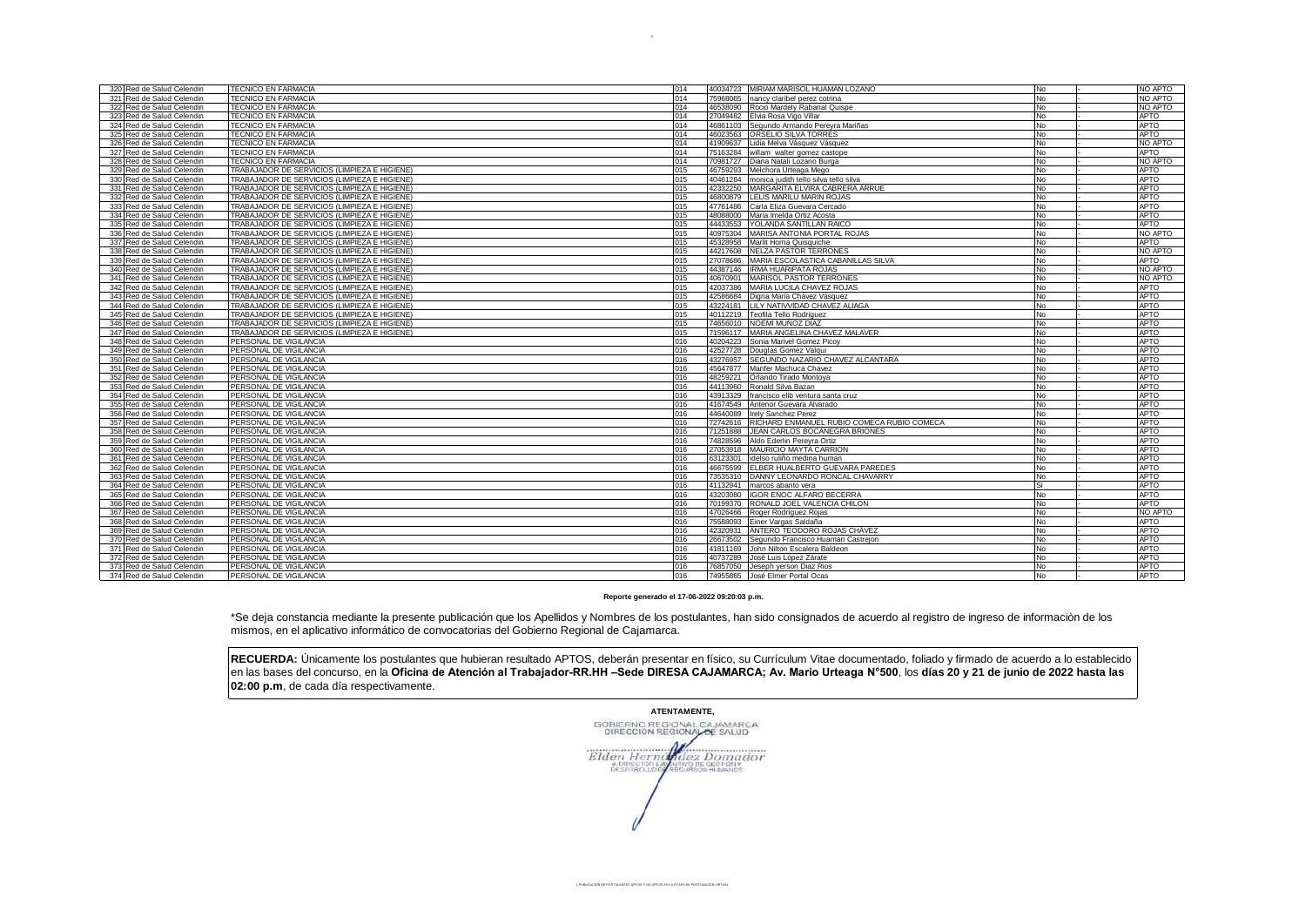| | | | | | | | | |
|---|---|---|---|---|---|---|---|---|
| 320 | Red de Salud Celendin | TECNICO EN FARMACIA | 014 | 40034723 | MIRIAM MARISOL HUAMAN LOZANO | No | - | NO APTO |
| 321 | Red de Salud Celendin | TECNICO EN FARMACIA | 014 | 75968065 | nancy claribel perez cotrina | No | - | NO APTO |
| 322 | Red de Salud Celendin | TECNICO EN FARMACIA | 014 | 46538090 | Rocio Mardely Rabanal Quispe | No | - | NO APTO |
| 323 | Red de Salud Celendin | TECNICO EN FARMACIA | 014 | 27049482 | Elvia Rosa Vigo Villar | No | - | APTO |
| 324 | Red de Salud Celendin | TECNICO EN FARMACIA | 014 | 46861103 | Segundo Armando Pereyra Mariñas | No | - | APTO |
| 325 | Red de Salud Celendin | TECNICO EN FARMACIA | 014 | 46023563 | ORSELIO SILVA TORRES | No | - | APTO |
| 326 | Red de Salud Celendin | TECNICO EN FARMACIA | 014 | 41909637 | Lidia Melva Vásquez Vásquez | No | - | NO APTO |
| 327 | Red de Salud Celendin | TECNICO EN FARMACIA | 014 | 75163284 | willam walter gomez castope | No | - | APTO |
| 328 | Red de Salud Celendin | TECNICO EN FARMACIA | 014 | 70981727 | Diana Natali Lozano Burga | No | - | NO APTO |
| 329 | Red de Salud Celendin | TRABAJADOR DE SERVICIOS (LIMPIEZA E HIGIENE) | 015 | 46759293 | Melchora Urteaga Mego | No | - | APTO |
| 330 | Red de Salud Celendin | TRABAJADOR DE SERVICIOS (LIMPIEZA E HIGIENE) | 015 | 40461284 | monica judith tello silva tello silva | No | - | APTO |
| 331 | Red de Salud Celendin | TRABAJADOR DE SERVICIOS (LIMPIEZA E HIGIENE) | 015 | 42332250 | MARGARITA ELVIRA CABRERA ARRUE | No | - | APTO |
| 332 | Red de Salud Celendin | TRABAJADOR DE SERVICIOS (LIMPIEZA E HIGIENE) | 015 | 46800879 | LELIS MARILU MARIN ROJAS | No | - | APTO |
| 333 | Red de Salud Celendin | TRABAJADOR DE SERVICIOS (LIMPIEZA E HIGIENE) | 015 | 47761486 | Carla Eliza Guevara Cercado | No | - | APTO |
| 334 | Red de Salud Celendin | TRABAJADOR DE SERVICIOS (LIMPIEZA E HIGIENE) | 015 | 48088000 | María Imelda Ortiz Acosta | No | - | APTO |
| 335 | Red de Salud Celendin | TRABAJADOR DE SERVICIOS (LIMPIEZA E HIGIENE) | 015 | 44433553 | YOLANDA SANTILLAN RAICO | No | - | APTO |
| 336 | Red de Salud Celendin | TRABAJADOR DE SERVICIOS (LIMPIEZA E HIGIENE) | 015 | 40975304 | MARISA ANTONIA PORTAL ROJAS | No | - | NO APTO |
| 337 | Red de Salud Celendin | TRABAJADOR DE SERVICIOS (LIMPIEZA E HIGIENE) | 015 | 45328958 | Marlit Horna Quisquiche | No | - | APTO |
| 338 | Red de Salud Celendin | TRABAJADOR DE SERVICIOS (LIMPIEZA E HIGIENE) | 015 | 44217608 | NELZA PASTOR TERRONES | No | - | NO APTO |
| 339 | Red de Salud Celendin | TRABAJADOR DE SERVICIOS (LIMPIEZA E HIGIENE) | 015 | 27078686 | MARIA ESCOLASTICA CABANILLAS SILVA | No | - | APTO |
| 340 | Red de Salud Celendin | TRABAJADOR DE SERVICIOS (LIMPIEZA E HIGIENE) | 015 | 44387146 | IRMA HUARIPATA ROJAS | No | - | NO APTO |
| 341 | Red de Salud Celendin | TRABAJADOR DE SERVICIOS (LIMPIEZA E HIGIENE) | 015 | 40670901 | MARISOL PASTOR TERRONES | No | - | NO APTO |
| 342 | Red de Salud Celendin | TRABAJADOR DE SERVICIOS (LIMPIEZA E HIGIENE) | 015 | 42037386 | MARIA LUCILA CHAVEZ ROJAS | No | - | APTO |
| 343 | Red de Salud Celendin | TRABAJADOR DE SERVICIOS (LIMPIEZA E HIGIENE) | 015 | 42586684 | Digna María Chávez Vásquez | No | - | APTO |
| 344 | Red de Salud Celendin | TRABAJADOR DE SERVICIOS (LIMPIEZA E HIGIENE) | 015 | 43224181 | LILY NATIVVIDAD CHAVEZ ALIAGA | No | - | APTO |
| 345 | Red de Salud Celendin | TRABAJADOR DE SERVICIOS (LIMPIEZA E HIGIENE) | 015 | 40112219 | Teofila Tello Rodriguez | No | - | APTO |
| 346 | Red de Salud Celendin | TRABAJADOR DE SERVICIOS (LIMPIEZA E HIGIENE) | 015 | 74656010 | NOEMI MUÑOZ DIAZ | No | - | APTO |
| 347 | Red de Salud Celendin | TRABAJADOR DE SERVICIOS (LIMPIEZA E HIGIENE) | 015 | 71596117 | MARIA ANGELINA CHAVEZ MALAVER | No | - | APTO |
| 348 | Red de Salud Celendin | PERSONAL DE VIGILANCIA | 016 | 40204223 | Sonia Marivel Gomez Picoy | No | - | APTO |
| 349 | Red de Salud Celendin | PERSONAL DE VIGILANCIA | 016 | 42527728 | Douglas Gomez Valqui | No | - | APTO |
| 350 | Red de Salud Celendin | PERSONAL DE VIGILANCIA | 016 | 43276957 | SEGUNDO NAZARIO CHAVEZ ALCANTARA | No | - | APTO |
| 351 | Red de Salud Celendin | PERSONAL DE VIGILANCIA | 016 | 45647877 | Manfer Machuca Chavez | No | - | APTO |
| 352 | Red de Salud Celendin | PERSONAL DE VIGILANCIA | 016 | 48259221 | Orlando Tirado Montoya | No | - | APTO |
| 353 | Red de Salud Celendin | PERSONAL DE VIGILANCIA | 016 | 44113960 | Ronald Silva Bazan | No | - | APTO |
| 354 | Red de Salud Celendin | PERSONAL DE VIGILANCIA | 016 | 43913329 | francisco elib ventura santa cruz | No | - | APTO |
| 355 | Red de Salud Celendin | PERSONAL DE VIGILANCIA | 016 | 41674549 | Antenor Guevara Alvarado | No | - | APTO |
| 356 | Red de Salud Celendin | PERSONAL DE VIGILANCIA | 016 | 44640089 | Irely Sanchez Perez | No | - | APTO |
| 357 | Red de Salud Celendin | PERSONAL DE VIGILANCIA | 016 | 72742616 | RICHARD ENMANUEL RUBIO COMECA RUBIO COMECA | No | - | APTO |
| 358 | Red de Salud Celendin | PERSONAL DE VIGILANCIA | 016 | 71251888 | JEAN CARLOS BOCANEGRA BRIONES | No | - | APTO |
| 359 | Red de Salud Celendin | PERSONAL DE VIGILANCIA | 016 | 74828596 | Aldo Ederlin Pereyra Ortiz | No | - | APTO |
| 360 | Red de Salud Celendin | PERSONAL DE VIGILANCIA | 016 | 27053918 | MAURICIO MAYTA CARRION | No | - | APTO |
| 361 | Red de Salud Celendin | PERSONAL DE VIGILANCIA | 016 | 63123301 | idelso ruliño medina human | No | - | APTO |
| 362 | Red de Salud Celendin | PERSONAL DE VIGILANCIA | 016 | 46675599 | ELBER HUALBERTO GUEVARA PAREDES | No | - | APTO |
| 363 | Red de Salud Celendin | PERSONAL DE VIGILANCIA | 016 | 73535310 | DANNY LEONARDO RONCAL CHAVARRY | No | - | APTO |
| 364 | Red de Salud Celendin | PERSONAL DE VIGILANCIA | 016 | 41132941 | marcos abanto vera | Si | - | APTO |
| 365 | Red de Salud Celendin | PERSONAL DE VIGILANCIA | 016 | 43203080 | IGOR ENOC ALFARO BECERRA | No | - | APTO |
| 366 | Red de Salud Celendin | PERSONAL DE VIGILANCIA | 016 | 70199370 | RONALD JOEL VALENCIA CHILON | No | - | APTO |
| 367 | Red de Salud Celendin | PERSONAL DE VIGILANCIA | 016 | 47026466 | Roger Rodriguez Rojas | No | - | NO APTO |
| 368 | Red de Salud Celendin | PERSONAL DE VIGILANCIA | 016 | 75588093 | Einer Vargas Saldaña | No | - | APTO |
| 369 | Red de Salud Celendin | PERSONAL DE VIGILANCIA | 016 | 42320931 | ANTERO TEODORO ROJAS CHAVEZ | No | - | APTO |
| 370 | Red de Salud Celendin | PERSONAL DE VIGILANCIA | 016 | 26673502 | Segundo Francisco Huaman Castrejon | No | - | APTO |
| 371 | Red de Salud Celendin | PERSONAL DE VIGILANCIA | 016 | 41811169 | John Nilton Escalera Baldeon | No | - | APTO |
| 372 | Red de Salud Celendin | PERSONAL DE VIGILANCIA | 016 | 40737289 | José Luis López Zárate | No | - | APTO |
| 373 | Red de Salud Celendin | PERSONAL DE VIGILANCIA | 016 | 76857050 | Jeseph yerson Diaz Rios | No | - | APTO |
| 374 | Red de Salud Celendin | PERSONAL DE VIGILANCIA | 016 | 74955865 | José Elmer Portal Ocas | No | - | APTO |

**Reporte generado el 17-06-2022 09:20:03 p.m.**

*Se deja constancia mediante la presente publicación que los Apellidos y Nombres de los postulantes, han sido consignados de acuerdo al registro de ingreso de informaciòn de los mismos, en el aplicativo informático de convocatorias del Gobierno Regional de Cajamarca.

**RECUERDA:** Únicamente los postulantes que hubieran resultado APTOS, deberán presentar en físico, su Currículum Vitae documentado, foliado y firmado de acuerdo a lo establecido en las bases del concurso, en la **Oficina de Atención al Trabajador-RR.HH –Sede DIRESA CAJAMARCA; Av. Mario Urteaga N°500**, los **días 20 y 21 de junio de 2022 hasta las 02:00 p.m**, de cada día respectivamente.

**ATENTAMENTE,**

GOBIERNO REGIONAL CAJAMARCA
DIRECCIÓN REGIONAL DE SALUD

Elden Hernández Domador
DIRECTOR EJECUTIVO DE GESTIÓN Y DESARROLLO DE RECURSOS HUMANOS